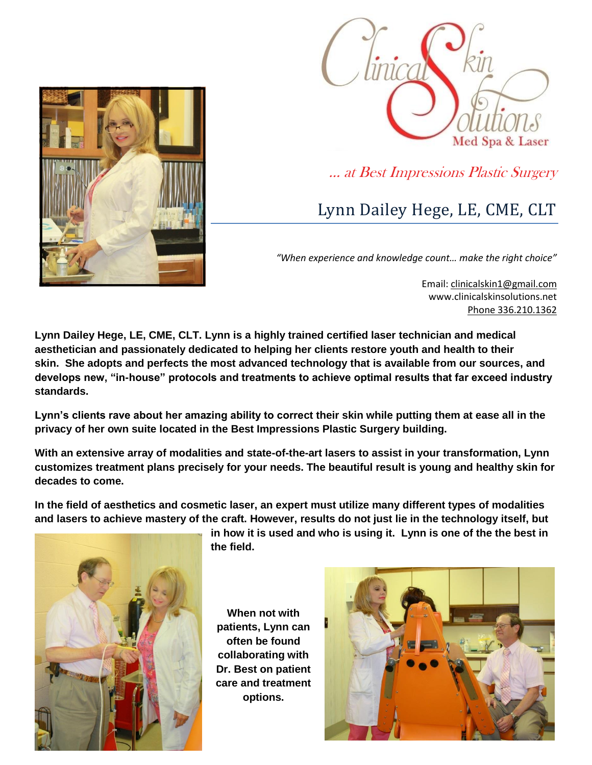Clinical Skin Solutions
Med Spa & Laser

*... at Best Impressions Plastic Surgery*

# Lynn Dailey Hege, LE, CME, CLT

*"When experience and knowledge count… make the right choice"*

Email: clinicalskin1@gmail.com
www.clinicalskinsolutions.net
Phone 336.210.1362

**Lynn Dailey Hege, LE, CME, CLT. Lynn is a highly trained certified laser technician and medical aesthetician and passionately dedicated to helping her clients restore youth and health to their skin. She adopts and perfects the most advanced technology that is available from our sources, and develops new, "in-house" protocols and treatments to achieve optimal results that far exceed industry standards.**

**Lynn's clients rave about her amazing ability to correct their skin while putting them at ease all in the privacy of her own suite located in the Best Impressions Plastic Surgery building.**

**With an extensive array of modalities and state-of-the-art lasers to assist in your transformation, Lynn customizes treatment plans precisely for your needs. The beautiful result is young and healthy skin for decades to come.**

**In the field of aesthetics and cosmetic laser, an expert must utilize many different types of modalities and lasers to achieve mastery of the craft. However, results do not just lie in the technology itself, but in how it is used and who is using it. Lynn is one of the the best in the field.**

**When not with patients, Lynn can often be found collaborating with Dr. Best on patient care and treatment options.**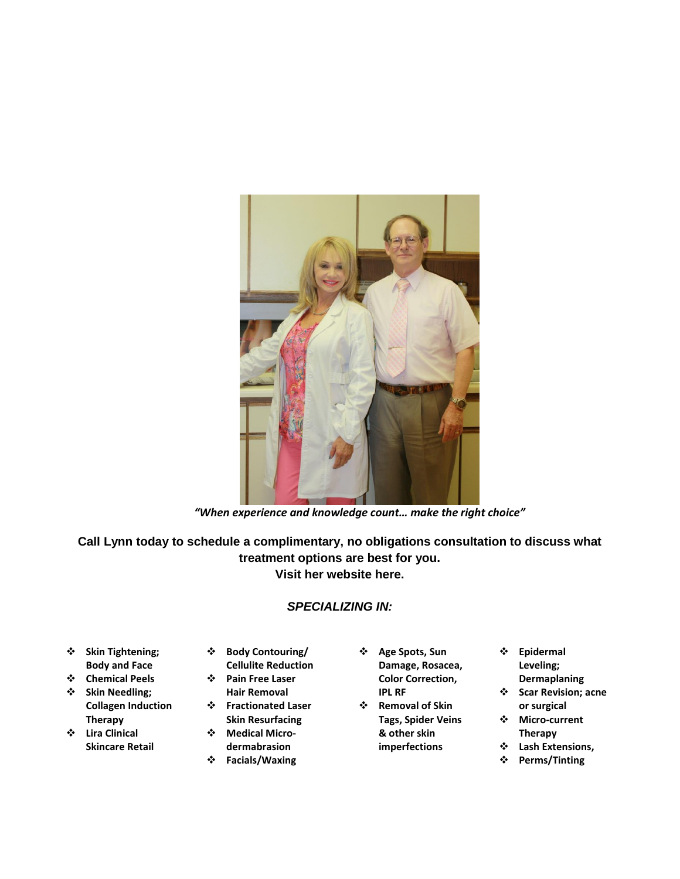*"When experience and knowledge count… make the right choice"*

**Call Lynn today to schedule a complimentary, no obligations consultation to discuss what treatment options are best for you.**
**Visit her website here.**

***SPECIALIZING IN:***

- **Skin Tightening; Body and Face**
- **Chemical Peels**
- **Skin Needling; Collagen Induction Therapy**
- **Lira Clinical Skincare Retail**
- **Body Contouring/ Cellulite Reduction**
- **Pain Free Laser Hair Removal**
- **Fractionated Laser Skin Resurfacing**
- **Medical Micro-dermabrasion**
- **Facials/Waxing**
- **Age Spots, Sun Damage, Rosacea, Color Correction, IPL RF**
- **Removal of Skin Tags, Spider Veins & other skin imperfections**
- **Epidermal Leveling; Dermaplaning**
- **Scar Revision; acne or surgical**
- **Micro-current Therapy**
- **Lash Extensions,**
- **Perms/Tinting**